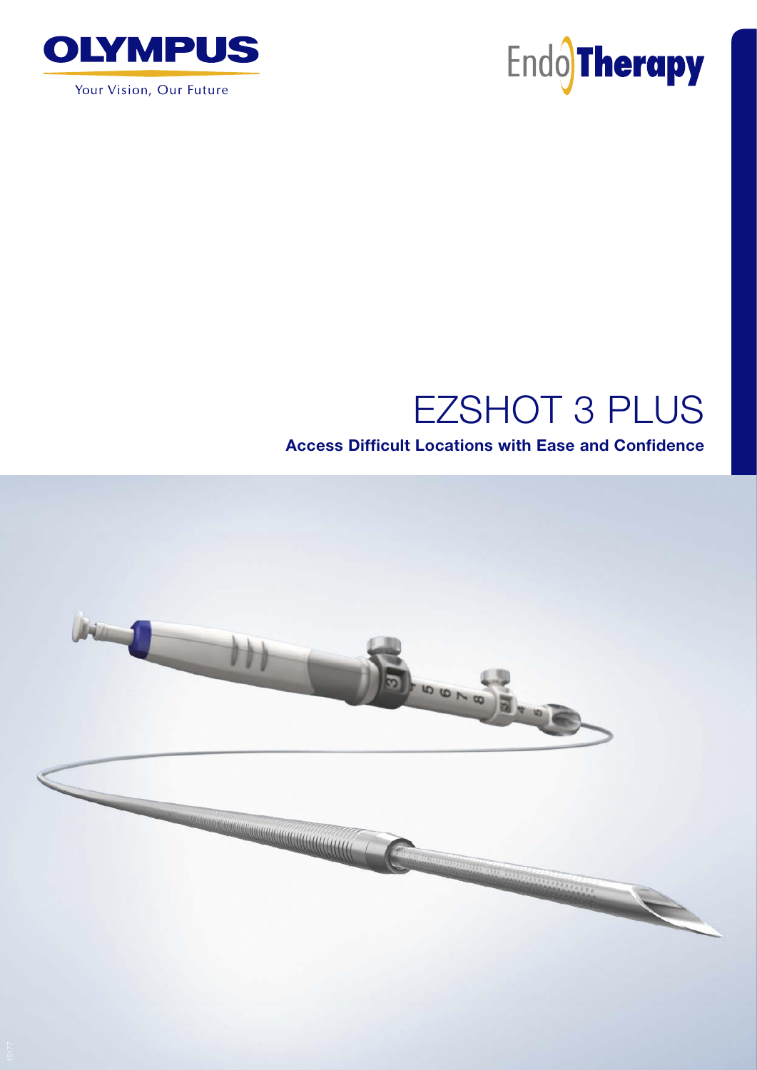OLYMPUS

Your Vision, Our Future

EndoTherapy

# EZSHOT 3 PLUS

**Access Difficult Locations with Ease and Confidence**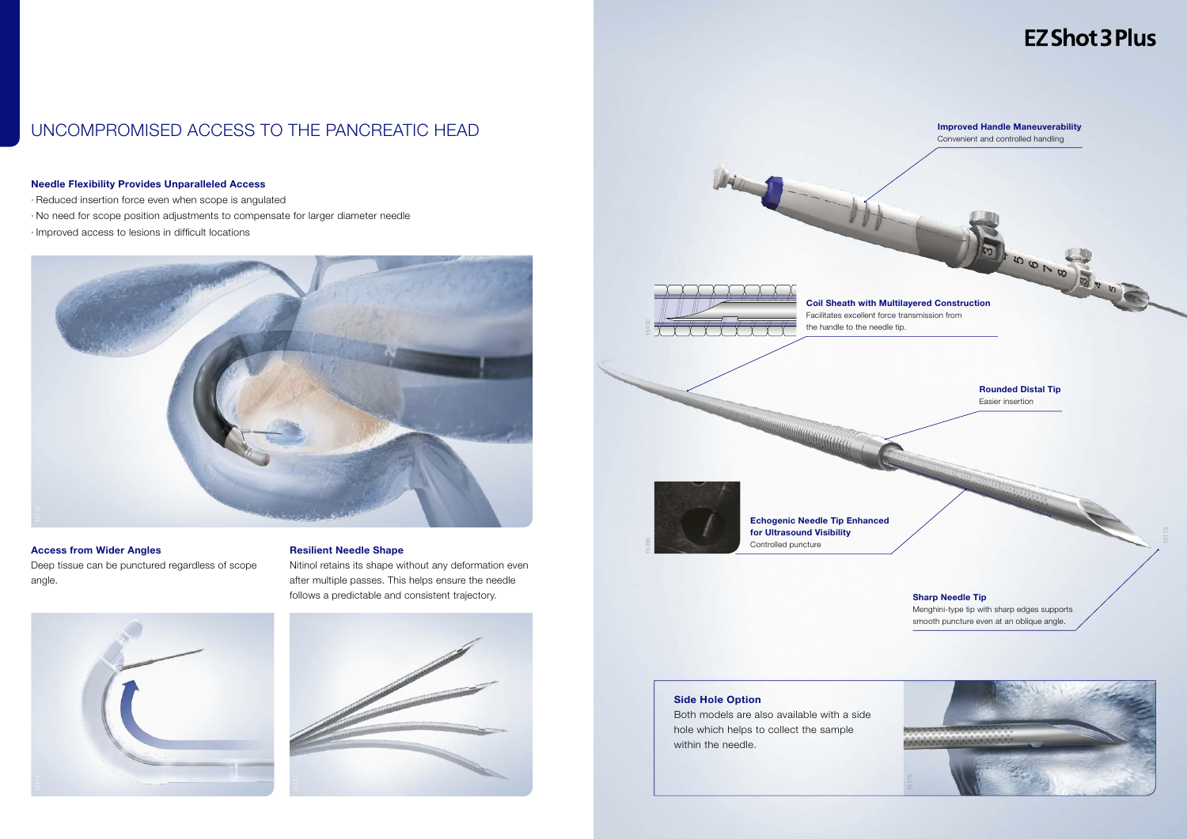# UNCOMPROMISED ACCESS TO THE PANCREATIC HEAD

### Needle Flexibility Provides Unparalleled Access

- Reduced insertion force even when scope is angulated
- No need for scope position adjustments to compensate for larger diameter needle
- Improved access to lesions in difficult locations

### Access from Wider Angles

Deep tissue can be punctured regardless of scope angle.

### Resilient Needle Shape

Nitinol retains its shape without any deformation even after multiple passes. This helps ensure the needle follows a predictable and consistent trajectory.

## EZ Shot 3 Plus

**Improved Handle Maneuverability**
Convenient and controlled handling

**Coil Sheath with Multilayered Construction**
Facilitates excellent force transmission from the handle to the needle tip.

**Rounded Distal Tip**
Easier insertion

**Echogenic Needle Tip Enhanced for Ultrasound Visibility**
Controlled puncture

**Sharp Needle Tip**
Menghini-type tip with sharp edges supports smooth puncture even at an oblique angle.

### Side Hole Option

Both models are also available with a side hole which helps to collect the sample within the needle.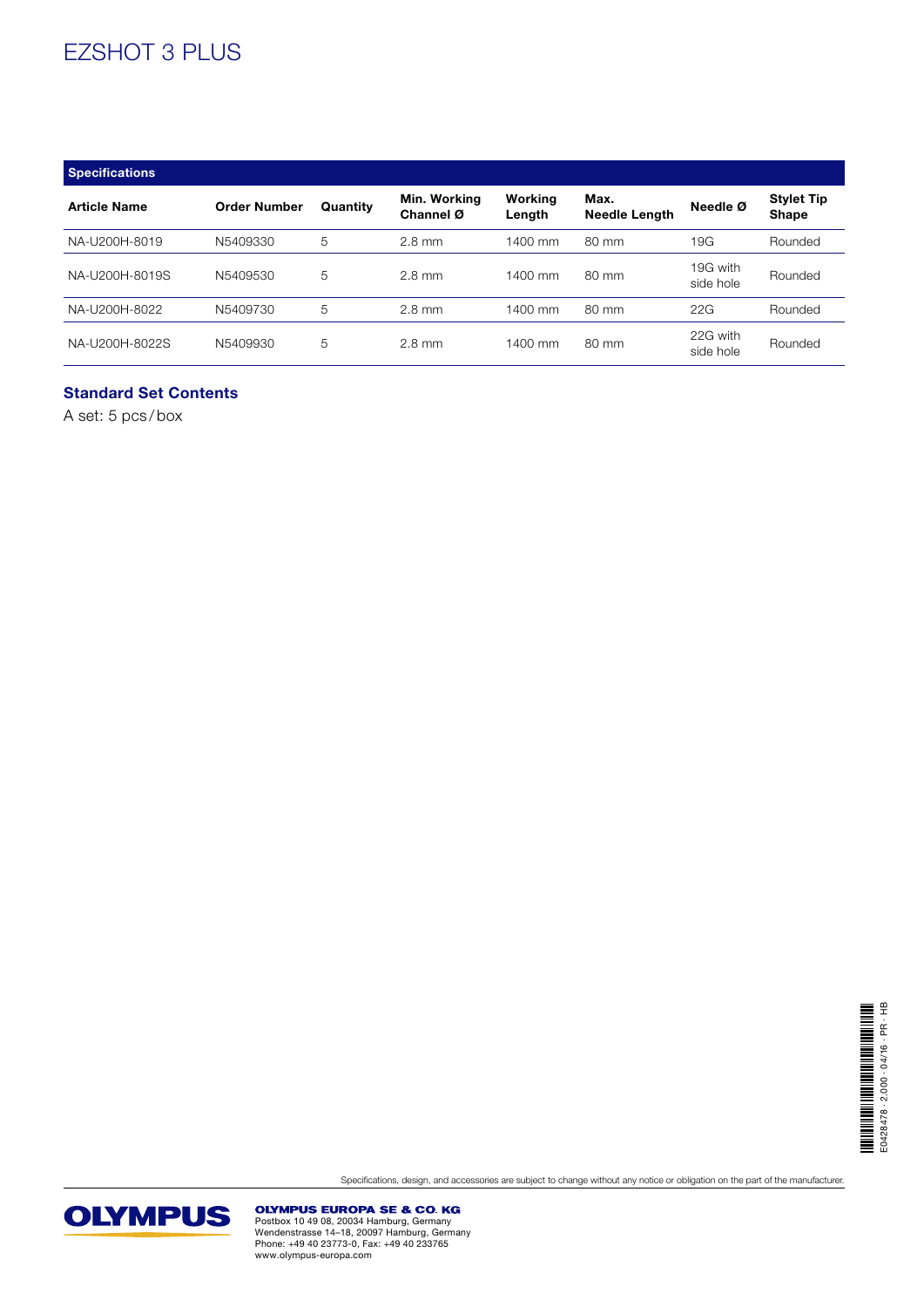# EZSHOT 3 PLUS

## Specifications

| Article Name | Order Number | Quantity | Min. Working Channel Ø | Working Length | Max. Needle Length | Needle Ø | Stylet Tip Shape |
|---|---|---|---|---|---|---|---|
| NA-U200H-8019 | N5409330 | 5 | 2.8 mm | 1400 mm | 80 mm | 19G | Rounded |
| NA-U200H-8019S | N5409530 | 5 | 2.8 mm | 1400 mm | 80 mm | 19G with side hole | Rounded |
| NA-U200H-8022 | N5409730 | 5 | 2.8 mm | 1400 mm | 80 mm | 22G | Rounded |
| NA-U200H-8022S | N5409930 | 5 | 2.8 mm | 1400 mm | 80 mm | 22G with side hole | Rounded |

## Standard Set Contents

A set: 5 pcs / box

E0428478 · 2.000 · 04/16 · PR · HB

Specifications, design, and accessories are subject to change without any notice or obligation on the part of the manufacturer.

OLYMPUS

**OLYMPUS EUROPA SE & CO. KG**
Postbox 10 49 08, 20034 Hamburg, Germany
Wendenstrasse 14–18, 20097 Hamburg, Germany
Phone: +49 40 23773-0, Fax: +49 40 233765
www.olympus-europa.com